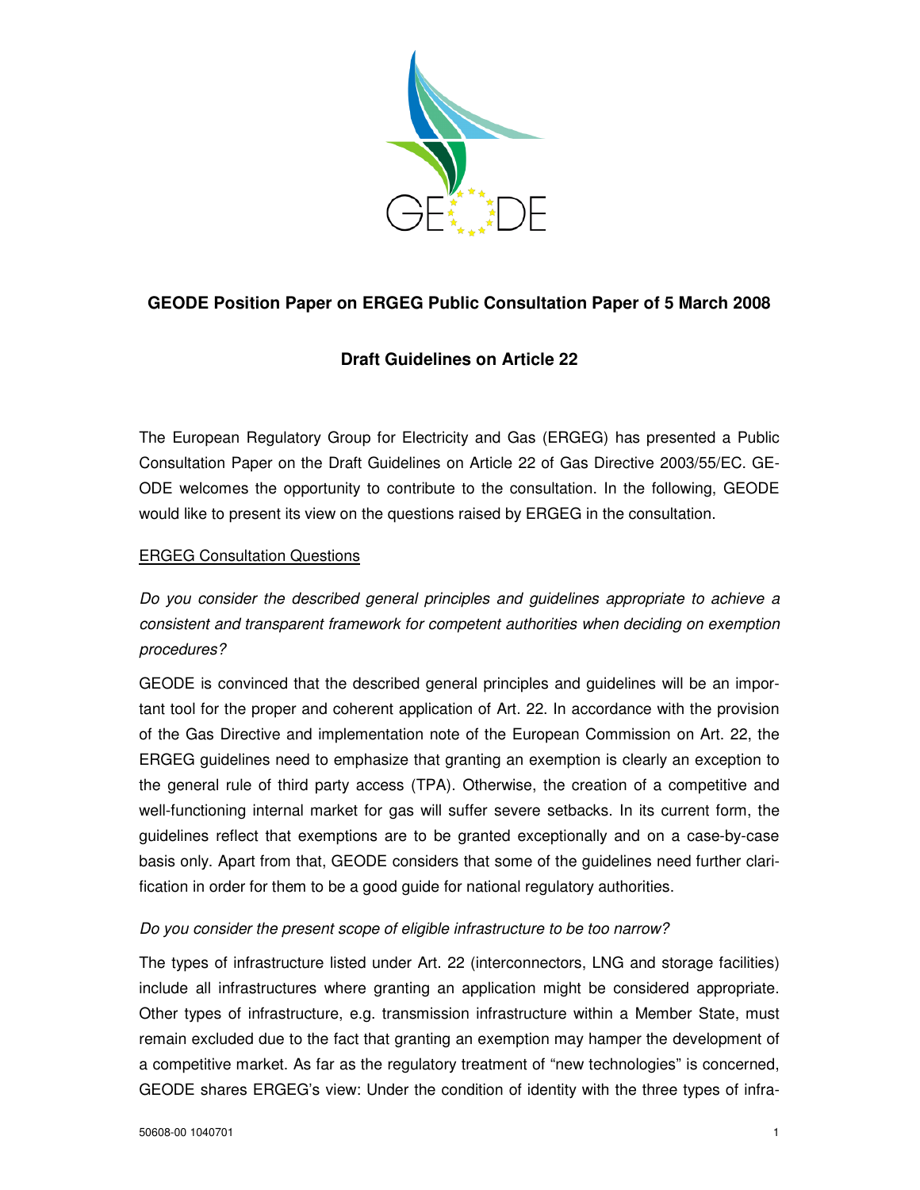# GEODE Position Paper on ERGEG Public Consultation Paper of 5 March 2008

## Draft Guidelines on Article 22

The European Regulatory Group for Electricity and Gas (ERGEG) has presented a Public Consultation Paper on the Draft Guidelines on Article 22 of Gas Directive 2003/55/EC. GEODE welcomes the opportunity to contribute to the consultation. In the following, GEODE would like to present its view on the questions raised by ERGEG in the consultation.

### ERGEG Consultation Questions

*Do you consider the described general principles and guidelines appropriate to achieve a consistent and transparent framework for competent authorities when deciding on exemption procedures?*

GEODE is convinced that the described general principles and guidelines will be an important tool for the proper and coherent application of Art. 22. In accordance with the provision of the Gas Directive and implementation note of the European Commission on Art. 22, the ERGEG guidelines need to emphasize that granting an exemption is clearly an exception to the general rule of third party access (TPA). Otherwise, the creation of a competitive and well-functioning internal market for gas will suffer severe setbacks. In its current form, the guidelines reflect that exemptions are to be granted exceptionally and on a case-by-case basis only. Apart from that, GEODE considers that some of the guidelines need further clarification in order for them to be a good guide for national regulatory authorities.

*Do you consider the present scope of eligible infrastructure to be too narrow?*

The types of infrastructure listed under Art. 22 (interconnectors, LNG and storage facilities) include all infrastructures where granting an application might be considered appropriate. Other types of infrastructure, e.g. transmission infrastructure within a Member State, must remain excluded due to the fact that granting an exemption may hamper the development of a competitive market. As far as the regulatory treatment of "new technologies" is concerned, GEODE shares ERGEG's view: Under the condition of identity with the three types of infra-

50608-00 1040701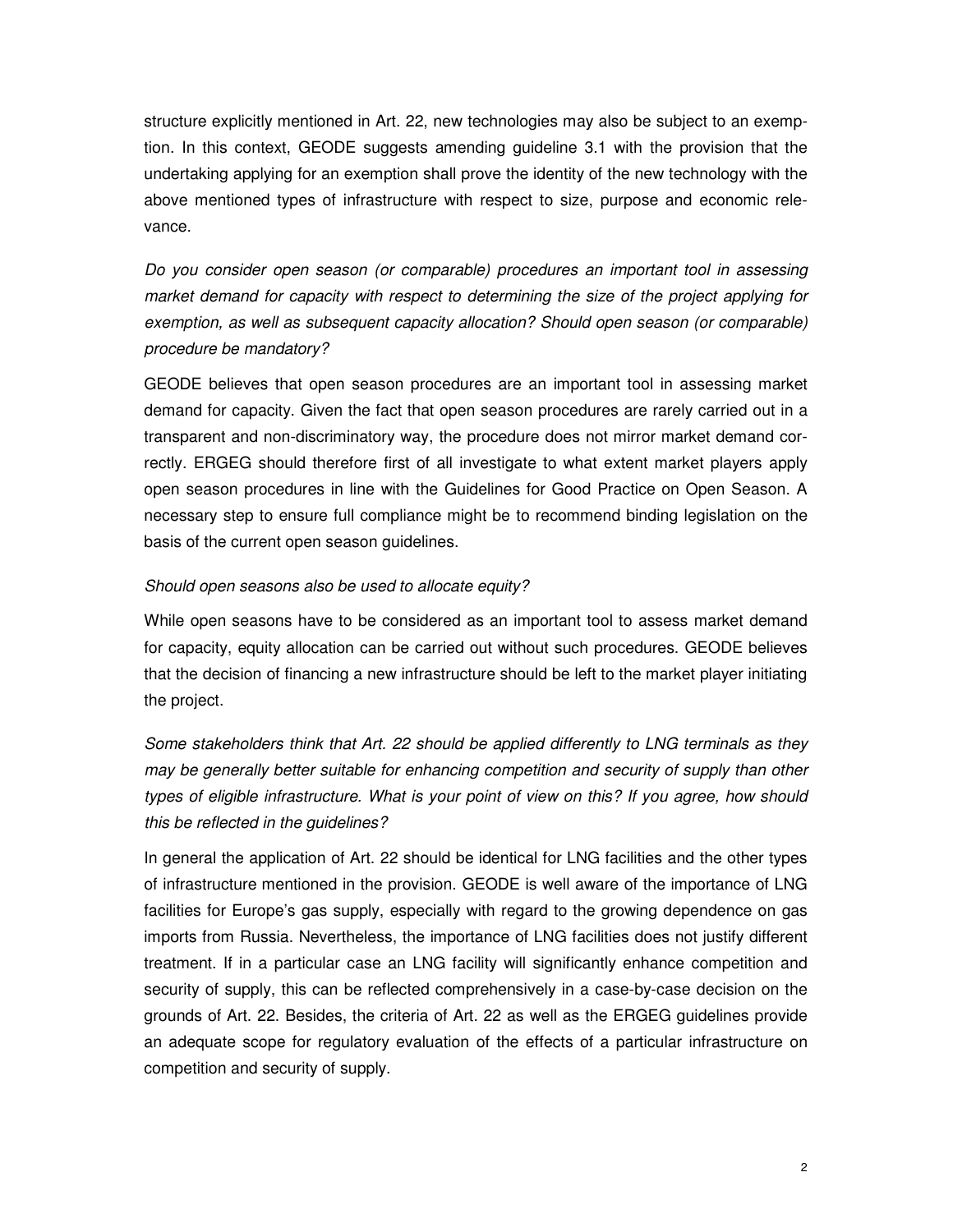structure explicitly mentioned in Art. 22, new technologies may also be subject to an exemption. In this context, GEODE suggests amending guideline 3.1 with the provision that the undertaking applying for an exemption shall prove the identity of the new technology with the above mentioned types of infrastructure with respect to size, purpose and economic relevance.

*Do you consider open season (or comparable) procedures an important tool in assessing market demand for capacity with respect to determining the size of the project applying for exemption, as well as subsequent capacity allocation? Should open season (or comparable) procedure be mandatory?*

GEODE believes that open season procedures are an important tool in assessing market demand for capacity. Given the fact that open season procedures are rarely carried out in a transparent and non-discriminatory way, the procedure does not mirror market demand correctly. ERGEG should therefore first of all investigate to what extent market players apply open season procedures in line with the Guidelines for Good Practice on Open Season. A necessary step to ensure full compliance might be to recommend binding legislation on the basis of the current open season guidelines.

*Should open seasons also be used to allocate equity?*

While open seasons have to be considered as an important tool to assess market demand for capacity, equity allocation can be carried out without such procedures. GEODE believes that the decision of financing a new infrastructure should be left to the market player initiating the project.

*Some stakeholders think that Art. 22 should be applied differently to LNG terminals as they may be generally better suitable for enhancing competition and security of supply than other types of eligible infrastructure. What is your point of view on this? If you agree, how should this be reflected in the guidelines?*

In general the application of Art. 22 should be identical for LNG facilities and the other types of infrastructure mentioned in the provision. GEODE is well aware of the importance of LNG facilities for Europe's gas supply, especially with regard to the growing dependence on gas imports from Russia. Nevertheless, the importance of LNG facilities does not justify different treatment. If in a particular case an LNG facility will significantly enhance competition and security of supply, this can be reflected comprehensively in a case-by-case decision on the grounds of Art. 22. Besides, the criteria of Art. 22 as well as the ERGEG guidelines provide an adequate scope for regulatory evaluation of the effects of a particular infrastructure on competition and security of supply.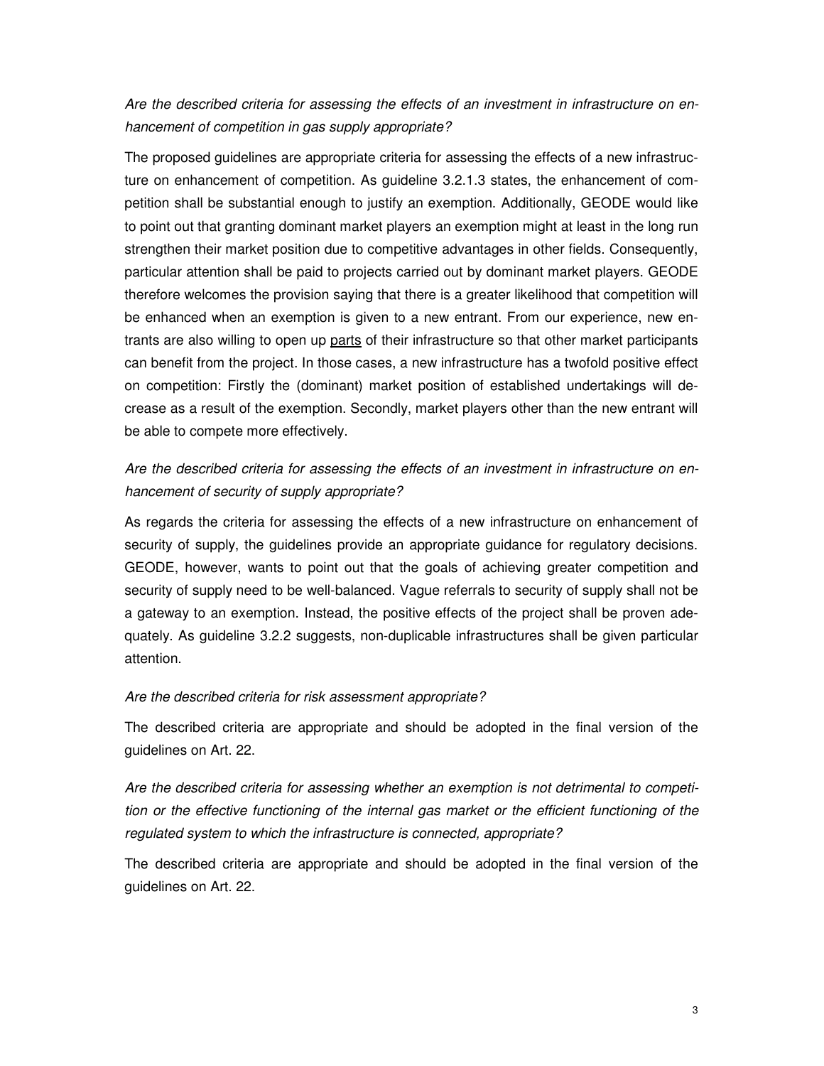*Are the described criteria for assessing the effects of an investment in infrastructure on enhancement of competition in gas supply appropriate?*

The proposed guidelines are appropriate criteria for assessing the effects of a new infrastructure on enhancement of competition. As guideline 3.2.1.3 states, the enhancement of competition shall be substantial enough to justify an exemption. Additionally, GEODE would like to point out that granting dominant market players an exemption might at least in the long run strengthen their market position due to competitive advantages in other fields. Consequently, particular attention shall be paid to projects carried out by dominant market players. GEODE therefore welcomes the provision saying that there is a greater likelihood that competition will be enhanced when an exemption is given to a new entrant. From our experience, new entrants are also willing to open up parts of their infrastructure so that other market participants can benefit from the project. In those cases, a new infrastructure has a twofold positive effect on competition: Firstly the (dominant) market position of established undertakings will decrease as a result of the exemption. Secondly, market players other than the new entrant will be able to compete more effectively.

*Are the described criteria for assessing the effects of an investment in infrastructure on enhancement of security of supply appropriate?*

As regards the criteria for assessing the effects of a new infrastructure on enhancement of security of supply, the guidelines provide an appropriate guidance for regulatory decisions. GEODE, however, wants to point out that the goals of achieving greater competition and security of supply need to be well-balanced. Vague referrals to security of supply shall not be a gateway to an exemption. Instead, the positive effects of the project shall be proven adequately. As guideline 3.2.2 suggests, non-duplicable infrastructures shall be given particular attention.

*Are the described criteria for risk assessment appropriate?*

The described criteria are appropriate and should be adopted in the final version of the guidelines on Art. 22.

*Are the described criteria for assessing whether an exemption is not detrimental to competition or the effective functioning of the internal gas market or the efficient functioning of the regulated system to which the infrastructure is connected, appropriate?*

The described criteria are appropriate and should be adopted in the final version of the guidelines on Art. 22.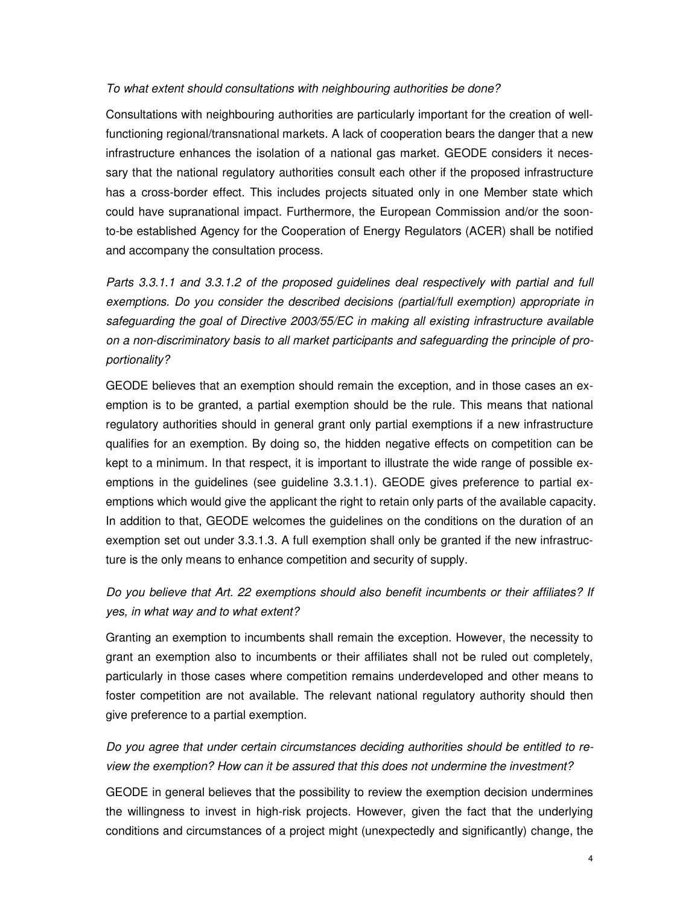*To what extent should consultations with neighbouring authorities be done?*

Consultations with neighbouring authorities are particularly important for the creation of well-functioning regional/transnational markets. A lack of cooperation bears the danger that a new infrastructure enhances the isolation of a national gas market. GEODE considers it necessary that the national regulatory authorities consult each other if the proposed infrastructure has a cross-border effect. This includes projects situated only in one Member state which could have supranational impact. Furthermore, the European Commission and/or the soon-to-be established Agency for the Cooperation of Energy Regulators (ACER) shall be notified and accompany the consultation process.

*Parts 3.3.1.1 and 3.3.1.2 of the proposed guidelines deal respectively with partial and full exemptions. Do you consider the described decisions (partial/full exemption) appropriate in safeguarding the goal of Directive 2003/55/EC in making all existing infrastructure available on a non-discriminatory basis to all market participants and safeguarding the principle of proportionality?*

GEODE believes that an exemption should remain the exception, and in those cases an exemption is to be granted, a partial exemption should be the rule. This means that national regulatory authorities should in general grant only partial exemptions if a new infrastructure qualifies for an exemption. By doing so, the hidden negative effects on competition can be kept to a minimum. In that respect, it is important to illustrate the wide range of possible exemptions in the guidelines (see guideline 3.3.1.1). GEODE gives preference to partial exemptions which would give the applicant the right to retain only parts of the available capacity. In addition to that, GEODE welcomes the guidelines on the conditions on the duration of an exemption set out under 3.3.1.3. A full exemption shall only be granted if the new infrastructure is the only means to enhance competition and security of supply.

*Do you believe that Art. 22 exemptions should also benefit incumbents or their affiliates? If yes, in what way and to what extent?*

Granting an exemption to incumbents shall remain the exception. However, the necessity to grant an exemption also to incumbents or their affiliates shall not be ruled out completely, particularly in those cases where competition remains underdeveloped and other means to foster competition are not available. The relevant national regulatory authority should then give preference to a partial exemption.

*Do you agree that under certain circumstances deciding authorities should be entitled to review the exemption? How can it be assured that this does not undermine the investment?*

GEODE in general believes that the possibility to review the exemption decision undermines the willingness to invest in high-risk projects. However, given the fact that the underlying conditions and circumstances of a project might (unexpectedly and significantly) change, the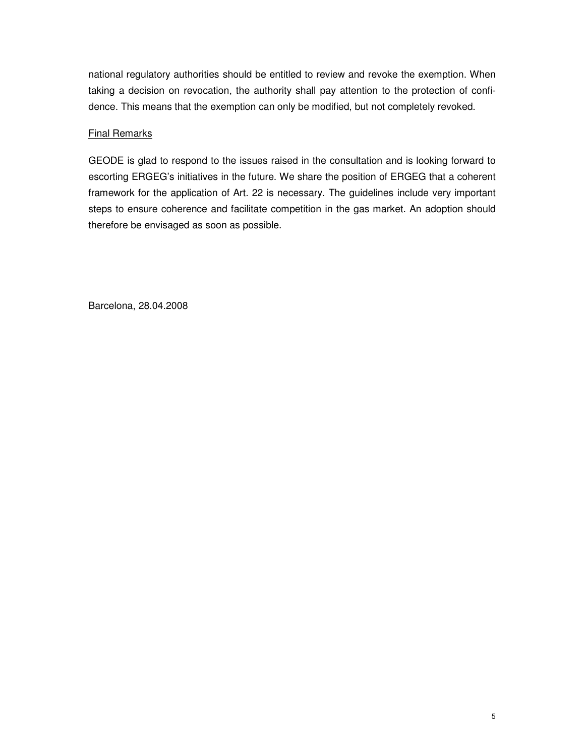national regulatory authorities should be entitled to review and revoke the exemption. When taking a decision on revocation, the authority shall pay attention to the protection of confidence. This means that the exemption can only be modified, but not completely revoked.

<u>Final Remarks</u>

GEODE is glad to respond to the issues raised in the consultation and is looking forward to escorting ERGEG's initiatives in the future. We share the position of ERGEG that a coherent framework for the application of Art. 22 is necessary. The guidelines include very important steps to ensure coherence and facilitate competition in the gas market. An adoption should therefore be envisaged as soon as possible.

Barcelona, 28.04.2008